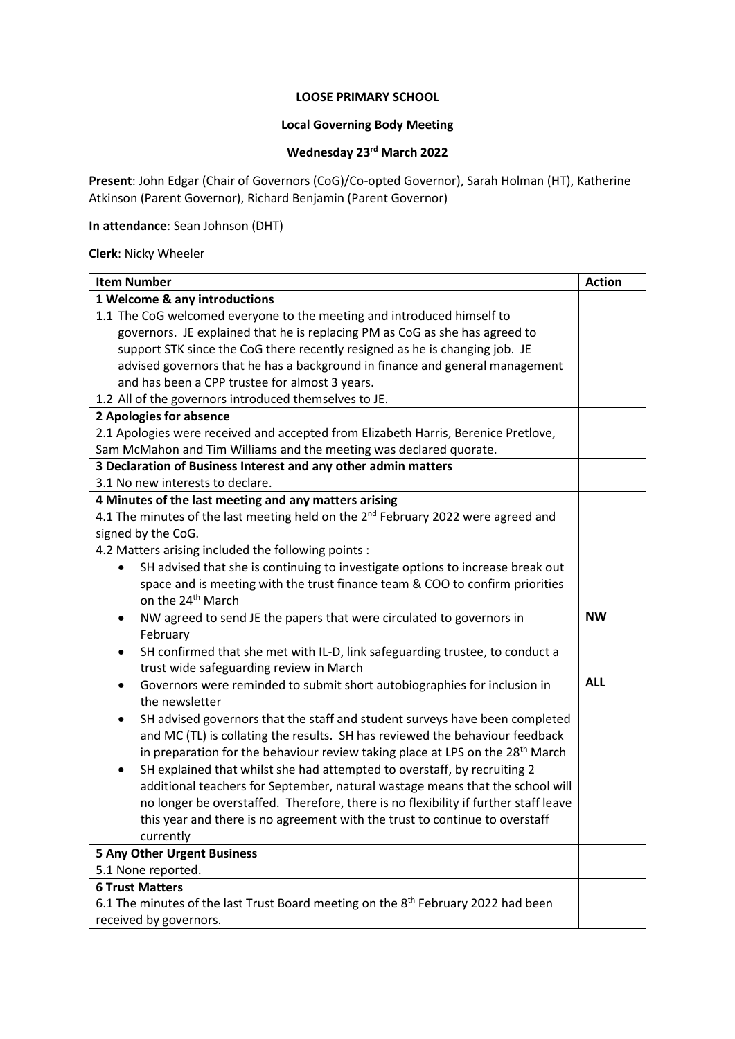**LOOSE PRIMARY SCHOOL**

**Local Governing Body Meeting**

**Wednesday 23rd March 2022**

**Present**: John Edgar (Chair of Governors (CoG)/Co-opted Governor), Sarah Holman (HT), Katherine Atkinson (Parent Governor), Richard Benjamin (Parent Governor)

**In attendance**: Sean Johnson (DHT)

**Clerk**: Nicky Wheeler

| Item Number | Action |
|---|---|
| **1 Welcome & any introductions** | |
| 1.1 The CoG welcomed everyone to the meeting and introduced himself to governors. JE explained that he is replacing PM as CoG as she has agreed to support STK since the CoG there recently resigned as he is changing job. JE advised governors that he has a background in finance and general management and has been a CPP trustee for almost 3 years.<br>1.2 All of the governors introduced themselves to JE. | |
| **2 Apologies for absence** | |
| 2.1 Apologies were received and accepted from Elizabeth Harris, Berenice Pretlove, Sam McMahon and Tim Williams and the meeting was declared quorate. | |
| **3 Declaration of Business Interest and any other admin matters** | |
| 3.1 No new interests to declare. | |
| **4 Minutes of the last meeting and any matters arising** | |
| 4.1 The minutes of the last meeting held on the 2nd February 2022 were agreed and signed by the CoG.<br>4.2 Matters arising included the following points :<br>• SH advised that she is continuing to investigate options to increase break out space and is meeting with the trust finance team & COO to confirm priorities on the 24th March<br>• NW agreed to send JE the papers that were circulated to governors in February<br>• SH confirmed that she met with IL-D, link safeguarding trustee, to conduct a trust wide safeguarding review in March<br>• Governors were reminded to submit short autobiographies for inclusion in the newsletter<br>• SH advised governors that the staff and student surveys have been completed and MC (TL) is collating the results. SH has reviewed the behaviour feedback in preparation for the behaviour review taking place at LPS on the 28th March<br>• SH explained that whilst she had attempted to overstaff, by recruiting 2 additional teachers for September, natural wastage means that the school will no longer be overstaffed. Therefore, there is no flexibility if further staff leave this year and there is no agreement with the trust to continue to overstaff currently | **NW**<br><br>**ALL** |
| **5 Any Other Urgent Business** | |
| 5.1 None reported. | |
| **6 Trust Matters** | |
| 6.1 The minutes of the last Trust Board meeting on the 8th February 2022 had been received by governors. | |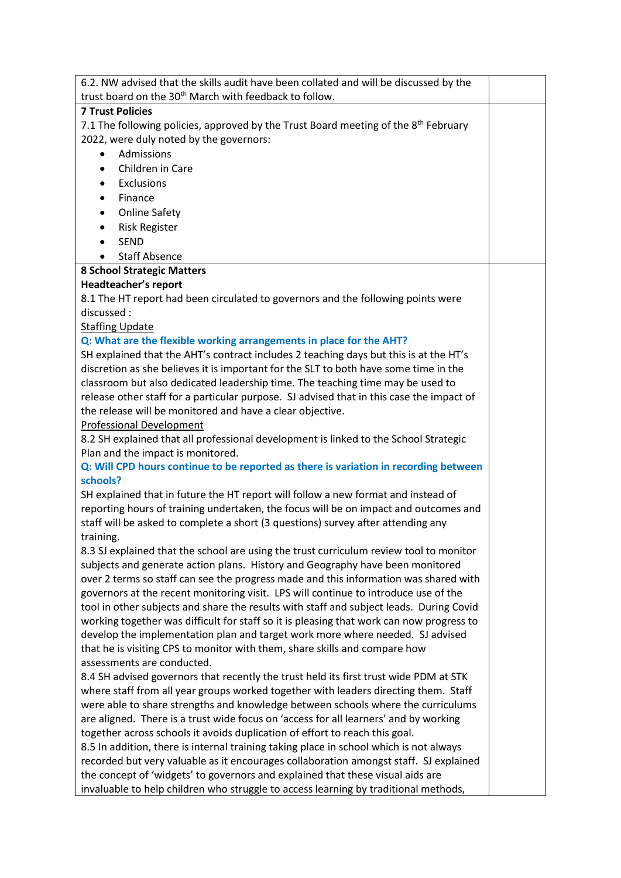6.2. NW advised that the skills audit have been collated and will be discussed by the trust board on the 30th March with feedback to follow.

**7 Trust Policies**

7.1 The following policies, approved by the Trust Board meeting of the 8th February 2022, were duly noted by the governors:

- Admissions
- Children in Care
- Exclusions
- Finance
- Online Safety
- Risk Register
- SEND
- Staff Absence

**8 School Strategic Matters**

**Headteacher's report**

8.1 The HT report had been circulated to governors and the following points were discussed :

Staffing Update

**Q: What are the flexible working arrangements in place for the AHT?**

SH explained that the AHT's contract includes 2 teaching days but this is at the HT's discretion as she believes it is important for the SLT to both have some time in the classroom but also dedicated leadership time. The teaching time may be used to release other staff for a particular purpose. SJ advised that in this case the impact of the release will be monitored and have a clear objective.

Professional Development

8.2 SH explained that all professional development is linked to the School Strategic Plan and the impact is monitored.

**Q: Will CPD hours continue to be reported as there is variation in recording between schools?**

SH explained that in future the HT report will follow a new format and instead of reporting hours of training undertaken, the focus will be on impact and outcomes and staff will be asked to complete a short (3 questions) survey after attending any training.

8.3 SJ explained that the school are using the trust curriculum review tool to monitor subjects and generate action plans. History and Geography have been monitored over 2 terms so staff can see the progress made and this information was shared with governors at the recent monitoring visit. LPS will continue to introduce use of the tool in other subjects and share the results with staff and subject leads. During Covid working together was difficult for staff so it is pleasing that work can now progress to develop the implementation plan and target work more where needed. SJ advised that he is visiting CPS to monitor with them, share skills and compare how assessments are conducted.

8.4 SH advised governors that recently the trust held its first trust wide PDM at STK where staff from all year groups worked together with leaders directing them. Staff were able to share strengths and knowledge between schools where the curriculums are aligned. There is a trust wide focus on 'access for all learners' and by working together across schools it avoids duplication of effort to reach this goal.

8.5 In addition, there is internal training taking place in school which is not always recorded but very valuable as it encourages collaboration amongst staff. SJ explained the concept of 'widgets' to governors and explained that these visual aids are invaluable to help children who struggle to access learning by traditional methods,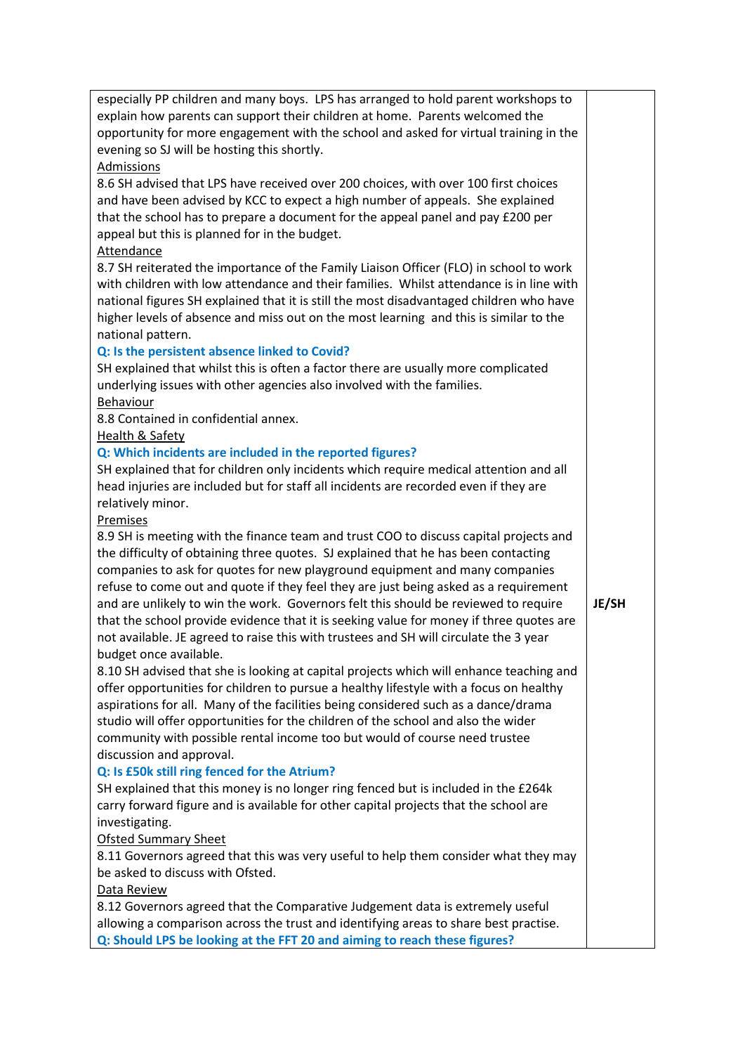| | |
|---|---|
| especially PP children and many boys. LPS has arranged to hold parent workshops to explain how parents can support their children at home. Parents welcomed the opportunity for more engagement with the school and asked for virtual training in the evening so SJ will be hosting this shortly.<br><u>Admissions</u><br>8.6 SH advised that LPS have received over 200 choices, with over 100 first choices and have been advised by KCC to expect a high number of appeals. She explained that the school has to prepare a document for the appeal panel and pay £200 per appeal but this is planned for in the budget.<br><u>Attendance</u><br>8.7 SH reiterated the importance of the Family Liaison Officer (FLO) in school to work with children with low attendance and their families. Whilst attendance is in line with national figures SH explained that it is still the most disadvantaged children who have higher levels of absence and miss out on the most learning and this is similar to the national pattern.<br>**Q: Is the persistent absence linked to Covid?**<br>SH explained that whilst this is often a factor there are usually more complicated underlying issues with other agencies also involved with the families.<br><u>Behaviour</u><br>8.8 Contained in confidential annex.<br><u>Health & Safety</u><br>**Q: Which incidents are included in the reported figures?**<br>SH explained that for children only incidents which require medical attention and all head injuries are included but for staff all incidents are recorded even if they are relatively minor.<br><u>Premises</u><br>8.9 SH is meeting with the finance team and trust COO to discuss capital projects and the difficulty of obtaining three quotes. SJ explained that he has been contacting companies to ask for quotes for new playground equipment and many companies refuse to come out and quote if they feel they are just being asked as a requirement and are unlikely to win the work. Governors felt this should be reviewed to require that the school provide evidence that it is seeking value for money if three quotes are not available. JE agreed to raise this with trustees and SH will circulate the 3 year budget once available.<br>8.10 SH advised that she is looking at capital projects which will enhance teaching and offer opportunities for children to pursue a healthy lifestyle with a focus on healthy aspirations for all. Many of the facilities being considered such as a dance/drama studio will offer opportunities for the children of the school and also the wider community with possible rental income too but would of course need trustee discussion and approval.<br>**Q: Is £50k still ring fenced for the Atrium?**<br>SH explained that this money is no longer ring fenced but is included in the £264k carry forward figure and is available for other capital projects that the school are investigating.<br><u>Ofsted Summary Sheet</u><br>8.11 Governors agreed that this was very useful to help them consider what they may be asked to discuss with Ofsted.<br><u>Data Review</u><br>8.12 Governors agreed that the Comparative Judgement data is extremely useful allowing a comparison across the trust and identifying areas to share best practise.<br>**Q: Should LPS be looking at the FFT 20 and aiming to reach these figures?** | **JE/SH** |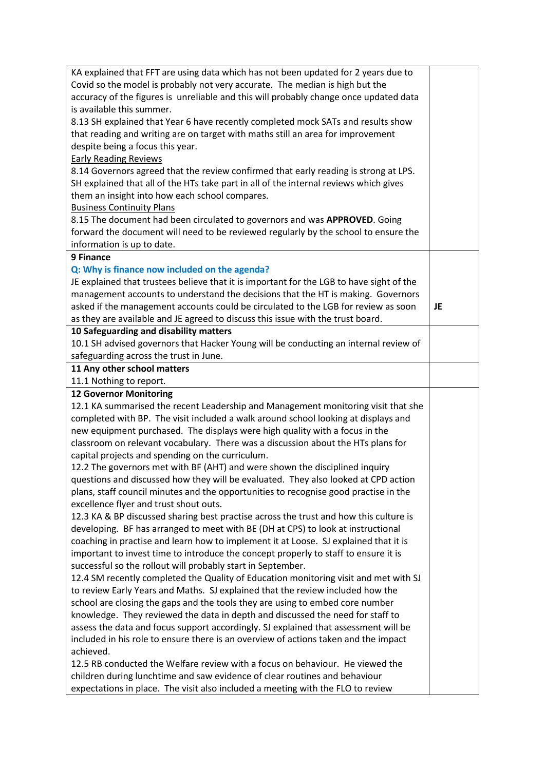| | |
|---|---|
| KA explained that FFT are using data which has not been updated for 2 years due to Covid so the model is probably not very accurate. The median is high but the accuracy of the figures is unreliable and this will probably change once updated data is available this summer.<br>8.13 SH explained that Year 6 have recently completed mock SATs and results show that reading and writing are on target with maths still an area for improvement despite being a focus this year.<br><u>Early Reading Reviews</u><br>8.14 Governors agreed that the review confirmed that early reading is strong at LPS. SH explained that all of the HTs take part in all of the internal reviews which gives them an insight into how each school compares.<br><u>Business Continuity Plans</u><br>8.15 The document had been circulated to governors and was **APPROVED**. Going forward the document will need to be reviewed regularly by the school to ensure the information is up to date. | |
| **9 Finance**<br>**Q: Why is finance now included on the agenda?**<br>JE explained that trustees believe that it is important for the LGB to have sight of the management accounts to understand the decisions that the HT is making. Governors asked if the management accounts could be circulated to the LGB for review as soon as they are available and JE agreed to discuss this issue with the trust board. | **JE** |
| **10 Safeguarding and disability matters**<br>10.1 SH advised governors that Hacker Young will be conducting an internal review of safeguarding across the trust in June. | |
| **11 Any other school matters**<br>11.1 Nothing to report. | |
| **12 Governor Monitoring**<br>12.1 KA summarised the recent Leadership and Management monitoring visit that she completed with BP. The visit included a walk around school looking at displays and new equipment purchased. The displays were high quality with a focus in the classroom on relevant vocabulary. There was a discussion about the HTs plans for capital projects and spending on the curriculum.<br>12.2 The governors met with BF (AHT) and were shown the disciplined inquiry questions and discussed how they will be evaluated. They also looked at CPD action plans, staff council minutes and the opportunities to recognise good practise in the excellence flyer and trust shout outs.<br>12.3 KA & BP discussed sharing best practise across the trust and how this culture is developing. BF has arranged to meet with BE (DH at CPS) to look at instructional coaching in practise and learn how to implement it at Loose. SJ explained that it is important to invest time to introduce the concept properly to staff to ensure it is successful so the rollout will probably start in September.<br>12.4 SM recently completed the Quality of Education monitoring visit and met with SJ to review Early Years and Maths. SJ explained that the review included how the school are closing the gaps and the tools they are using to embed core number knowledge. They reviewed the data in depth and discussed the need for staff to assess the data and focus support accordingly. SJ explained that assessment will be included in his role to ensure there is an overview of actions taken and the impact achieved.<br>12.5 RB conducted the Welfare review with a focus on behaviour. He viewed the children during lunchtime and saw evidence of clear routines and behaviour expectations in place. The visit also included a meeting with the FLO to review | |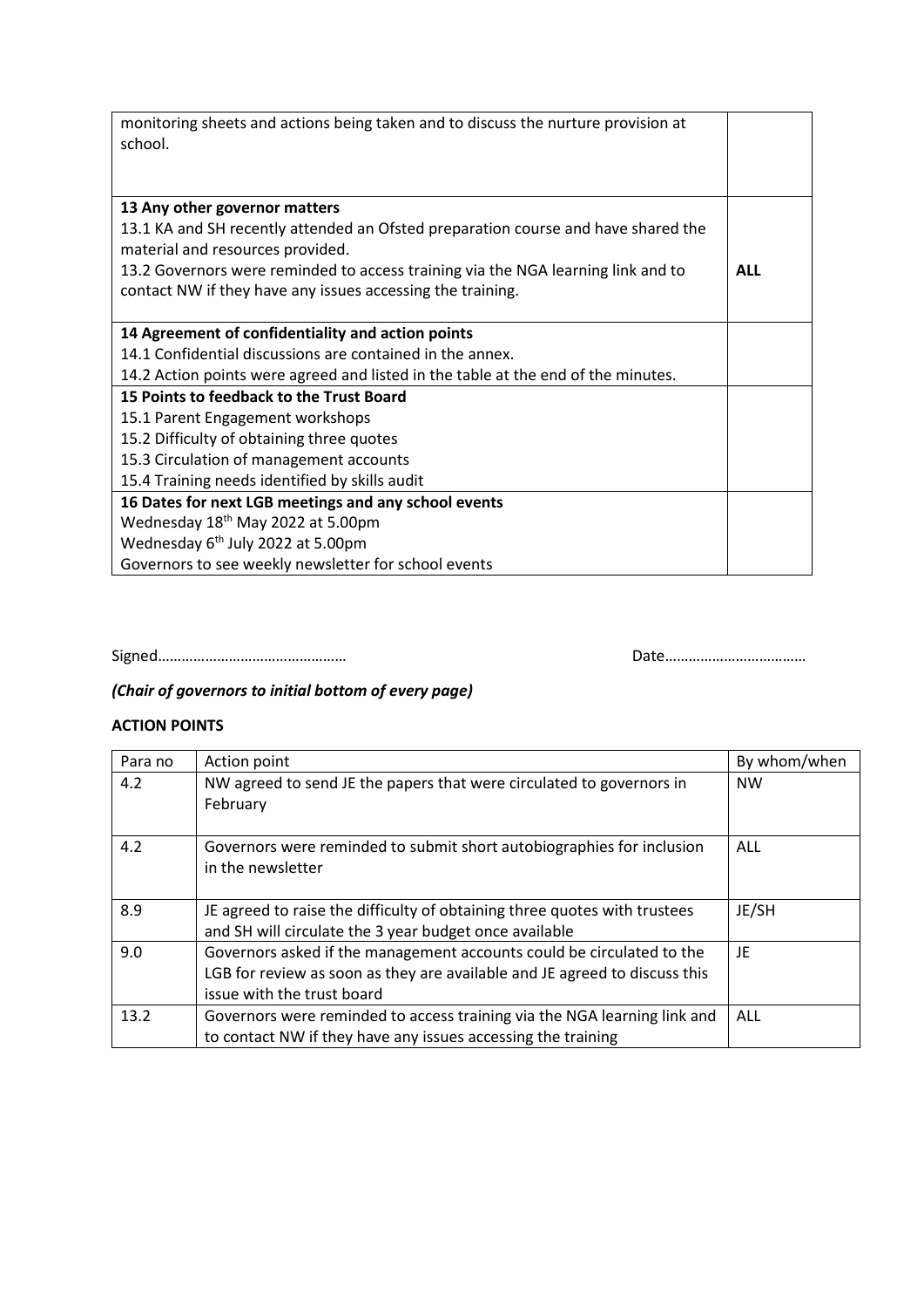| | |
|---|---|
| monitoring sheets and actions being taken and to discuss the nurture provision at school. | |
| **13 Any other governor matters**<br>13.1 KA and SH recently attended an Ofsted preparation course and have shared the material and resources provided.<br>13.2 Governors were reminded to access training via the NGA learning link and to contact NW if they have any issues accessing the training. | **ALL** |
| **14 Agreement of confidentiality and action points**<br>14.1 Confidential discussions are contained in the annex.<br>14.2 Action points were agreed and listed in the table at the end of the minutes. | |
| **15 Points to feedback to the Trust Board**<br>15.1 Parent Engagement workshops<br>15.2 Difficulty of obtaining three quotes<br>15.3 Circulation of management accounts<br>15.4 Training needs identified by skills audit | |
| **16 Dates for next LGB meetings and any school events**<br>Wednesday 18th May 2022 at 5.00pm<br>Wednesday 6th July 2022 at 5.00pm<br>Governors to see weekly newsletter for school events | |

Signed……………………………………… Date………………………………

***(Chair of governors to initial bottom of every page)***

**ACTION POINTS**

| Para no | Action point | By whom/when |
|---|---|---|
| 4.2 | NW agreed to send JE the papers that were circulated to governors in February | NW |
| 4.2 | Governors were reminded to submit short autobiographies for inclusion in the newsletter | ALL |
| 8.9 | JE agreed to raise the difficulty of obtaining three quotes with trustees and SH will circulate the 3 year budget once available | JE/SH |
| 9.0 | Governors asked if the management accounts could be circulated to the LGB for review as soon as they are available and JE agreed to discuss this issue with the trust board | JE |
| 13.2 | Governors were reminded to access training via the NGA learning link and to contact NW if they have any issues accessing the training | ALL |